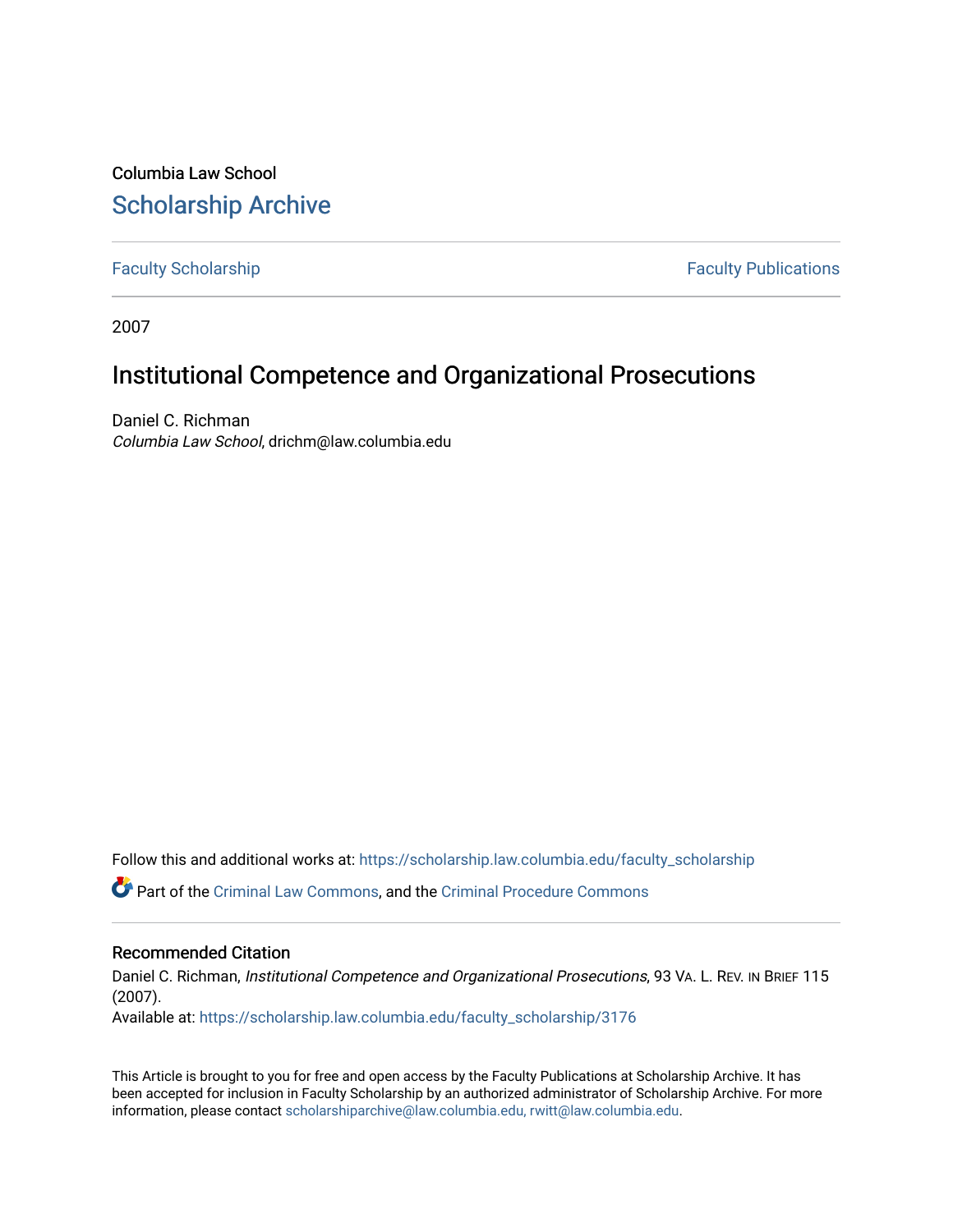Columbia Law School

# Scholarship Archive

Faculty Scholarship | Faculty Publications

2007

# Institutional Competence and Organizational Prosecutions

Daniel C. Richman
*Columbia Law School*, drichm@law.columbia.edu

Follow this and additional works at: https://scholarship.law.columbia.edu/faculty_scholarship

Part of the Criminal Law Commons, and the Criminal Procedure Commons

## Recommended Citation

Daniel C. Richman, *Institutional Competence and Organizational Prosecutions*, 93 VA. L. REV. IN BRIEF 115 (2007).
Available at: https://scholarship.law.columbia.edu/faculty_scholarship/3176

This Article is brought to you for free and open access by the Faculty Publications at Scholarship Archive. It has been accepted for inclusion in Faculty Scholarship by an authorized administrator of Scholarship Archive. For more information, please contact scholarshiparchive@law.columbia.edu, rwitt@law.columbia.edu.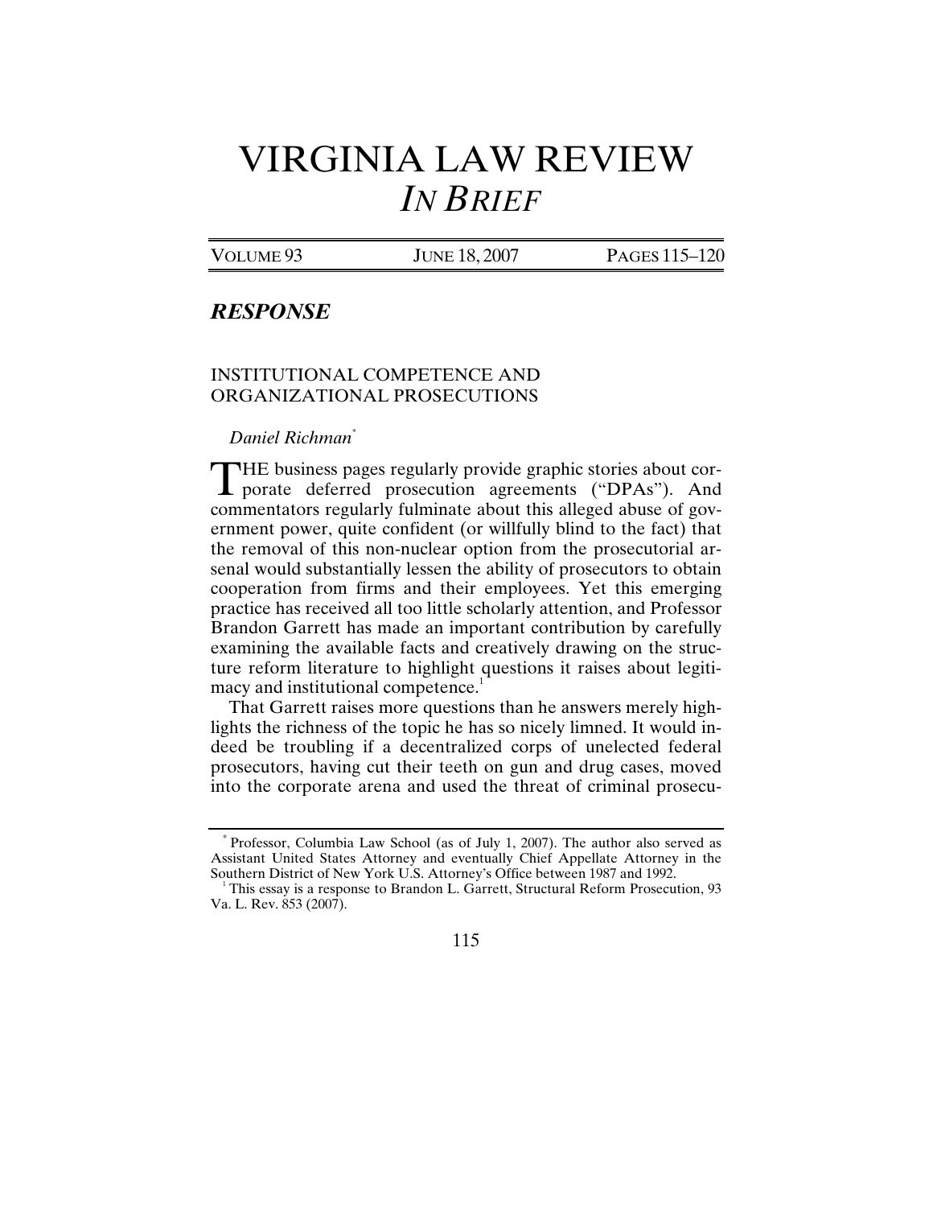# VIRGINIA LAW REVIEW
## *IN BRIEF*

## *RESPONSE*

### INSTITUTIONAL COMPETENCE AND ORGANIZATIONAL PROSECUTIONS

*Daniel Richman*[*]

THE business pages regularly provide graphic stories about corporate deferred prosecution agreements ("DPAs"). And commentators regularly fulminate about this alleged abuse of government power, quite confident (or willfully blind to the fact) that the removal of this non-nuclear option from the prosecutorial arsenal would substantially lessen the ability of prosecutors to obtain cooperation from firms and their employees. Yet this emerging practice has received all too little scholarly attention, and Professor Brandon Garrett has made an important contribution by carefully examining the available facts and creatively drawing on the structure reform literature to highlight questions it raises about legitimacy and institutional competence.[1]

That Garrett raises more questions than he answers merely highlights the richness of the topic he has so nicely limned. It would indeed be troubling if a decentralized corps of unelected federal prosecutors, having cut their teeth on gun and drug cases, moved into the corporate arena and used the threat of criminal prosecu-

---

[*] Professor, Columbia Law School (as of July 1, 2007). The author also served as Assistant United States Attorney and eventually Chief Appellate Attorney in the Southern District of New York U.S. Attorney's Office between 1987 and 1992.

[1] This essay is a response to Brandon L. Garrett, Structural Reform Prosecution, 93 Va. L. Rev. 853 (2007).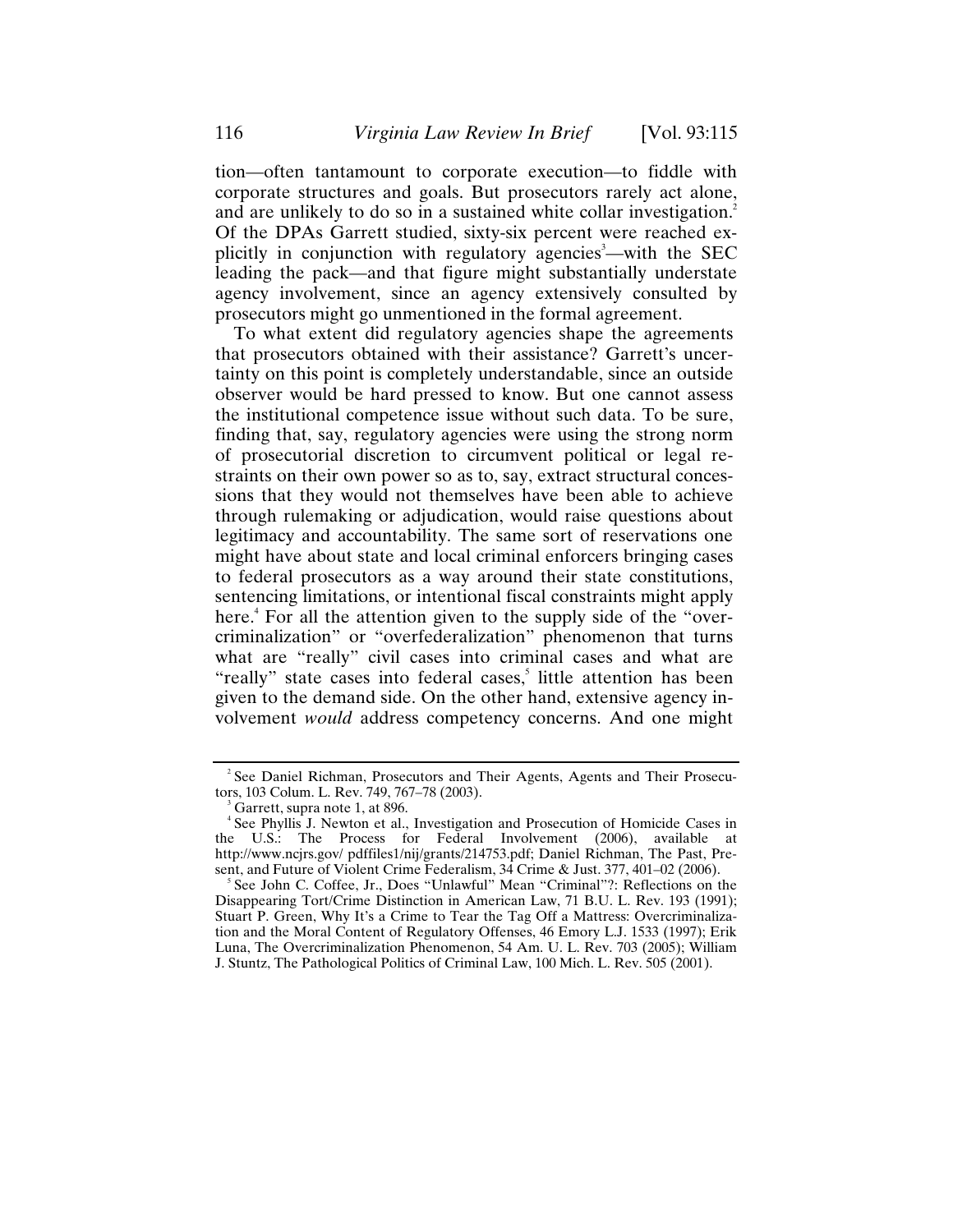tion—often tantamount to corporate execution—to fiddle with corporate structures and goals. But prosecutors rarely act alone, and are unlikely to do so in a sustained white collar investigation.[2] Of the DPAs Garrett studied, sixty-six percent were reached explicitly in conjunction with regulatory agencies[3]—with the SEC leading the pack—and that figure might substantially understate agency involvement, since an agency extensively consulted by prosecutors might go unmentioned in the formal agreement.

To what extent did regulatory agencies shape the agreements that prosecutors obtained with their assistance? Garrett's uncertainty on this point is completely understandable, since an outside observer would be hard pressed to know. But one cannot assess the institutional competence issue without such data. To be sure, finding that, say, regulatory agencies were using the strong norm of prosecutorial discretion to circumvent political or legal restraints on their own power so as to, say, extract structural concessions that they would not themselves have been able to achieve through rulemaking or adjudication, would raise questions about legitimacy and accountability. The same sort of reservations one might have about state and local criminal enforcers bringing cases to federal prosecutors as a way around their state constitutions, sentencing limitations, or intentional fiscal constraints might apply here.[4] For all the attention given to the supply side of the "overcriminalization" or "overfederalization" phenomenon that turns what are "really" civil cases into criminal cases and what are "really" state cases into federal cases,[5] little attention has been given to the demand side. On the other hand, extensive agency involvement *would* address competency concerns. And one might

---

[2] See Daniel Richman, Prosecutors and Their Agents, Agents and Their Prosecutors, 103 Colum. L. Rev. 749, 767–78 (2003).

[3] Garrett, supra note 1, at 896.

[4] See Phyllis J. Newton et al., Investigation and Prosecution of Homicide Cases in the U.S.: The Process for Federal Involvement (2006), available at http://www.ncjrs.gov/ pdffiles1/nij/grants/214753.pdf; Daniel Richman, The Past, Present, and Future of Violent Crime Federalism, 34 Crime & Just. 377, 401–02 (2006).

[5] See John C. Coffee, Jr., Does "Unlawful" Mean "Criminal"?: Reflections on the Disappearing Tort/Crime Distinction in American Law, 71 B.U. L. Rev. 193 (1991); Stuart P. Green, Why It's a Crime to Tear the Tag Off a Mattress: Overcriminalization and the Moral Content of Regulatory Offenses, 46 Emory L.J. 1533 (1997); Erik Luna, The Overcriminalization Phenomenon, 54 Am. U. L. Rev. 703 (2005); William J. Stuntz, The Pathological Politics of Criminal Law, 100 Mich. L. Rev. 505 (2001).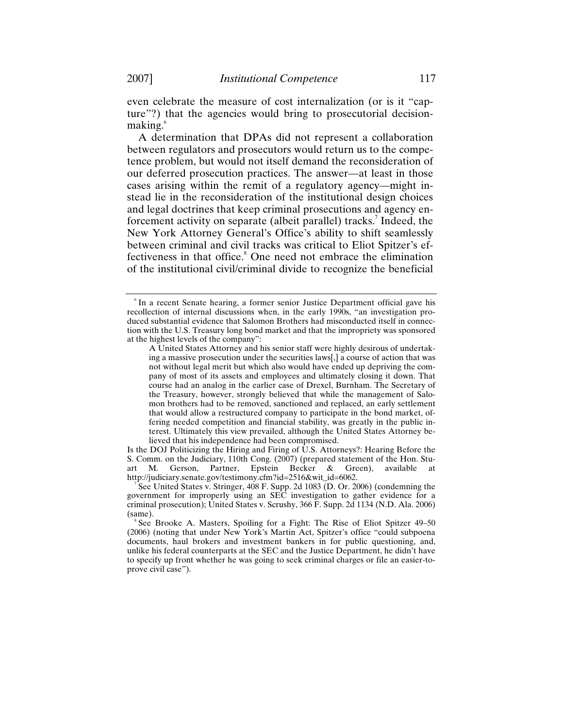even celebrate the measure of cost internalization (or is it "capture"?) that the agencies would bring to prosecutorial decision-making.[6]

A determination that DPAs did not represent a collaboration between regulators and prosecutors would return us to the competence problem, but would not itself demand the reconsideration of our deferred prosecution practices. The answer—at least in those cases arising within the remit of a regulatory agency—might instead lie in the reconsideration of the institutional design choices and legal doctrines that keep criminal prosecutions and agency enforcement activity on separate (albeit parallel) tracks.[7] Indeed, the New York Attorney General's Office's ability to shift seamlessly between criminal and civil tracks was critical to Eliot Spitzer's effectiveness in that office.[8] One need not embrace the elimination of the institutional civil/criminal divide to recognize the beneficial

---

[6] In a recent Senate hearing, a former senior Justice Department official gave his recollection of internal discussions when, in the early 1990s, "an investigation produced substantial evidence that Salomon Brothers had misconducted itself in connection with the U.S. Treasury long bond market and that the impropriety was sponsored at the highest levels of the company":

> A United States Attorney and his senior staff were highly desirous of undertaking a massive prosecution under the securities laws[,] a course of action that was not without legal merit but which also would have ended up depriving the company of most of its assets and employees and ultimately closing it down. That course had an analog in the earlier case of Drexel, Burnham. The Secretary of the Treasury, however, strongly believed that while the management of Salomon brothers had to be removed, sanctioned and replaced, an early settlement that would allow a restructured company to participate in the bond market, offering needed competition and financial stability, was greatly in the public interest. Ultimately this view prevailed, although the United States Attorney believed that his independence had been compromised.

Is the DOJ Politicizing the Hiring and Firing of U.S. Attorneys?: Hearing Before the S. Comm. on the Judiciary, 110th Cong. (2007) (prepared statement of the Hon. Stuart M. Gerson, Partner, Epstein Becker & Green), available at http://judiciary.senate.gov/testimony.cfm?id=2516&wit_id=6062.

[7] See United States v. Stringer, 408 F. Supp. 2d 1083 (D. Or. 2006) (condemning the government for improperly using an SEC investigation to gather evidence for a criminal prosecution); United States v. Scrushy, 366 F. Supp. 2d 1134 (N.D. Ala. 2006) (same).

[8] See Brooke A. Masters, Spoiling for a Fight: The Rise of Eliot Spitzer 49–50 (2006) (noting that under New York's Martin Act, Spitzer's office "could subpoena documents, haul brokers and investment bankers in for public questioning, and, unlike his federal counterparts at the SEC and the Justice Department, he didn't have to specify up front whether he was going to seek criminal charges or file an easier-to-prove civil case").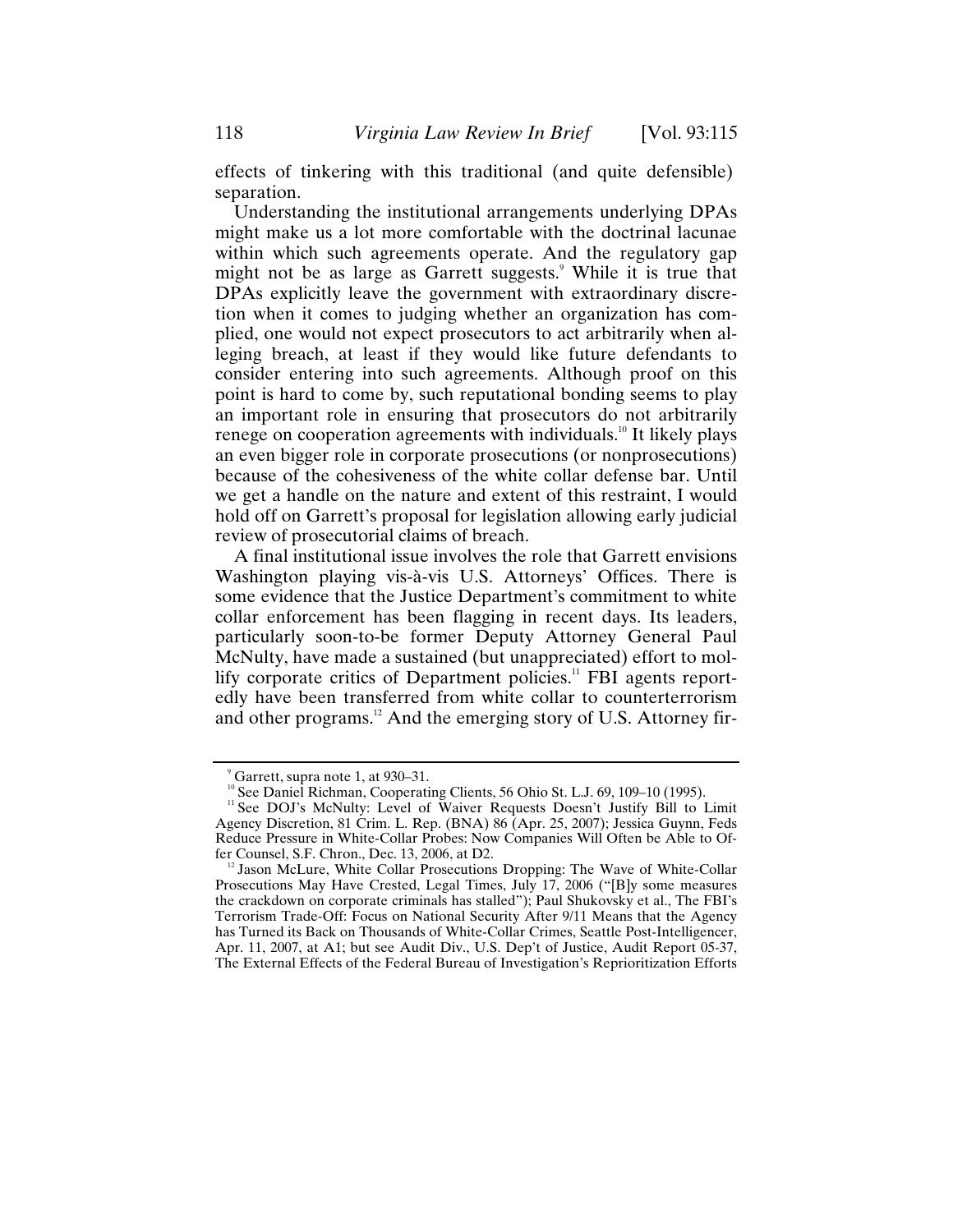effects of tinkering with this traditional (and quite defensible) separation.

Understanding the institutional arrangements underlying DPAs might make us a lot more comfortable with the doctrinal lacunae within which such agreements operate. And the regulatory gap might not be as large as Garrett suggests.[9] While it is true that DPAs explicitly leave the government with extraordinary discretion when it comes to judging whether an organization has complied, one would not expect prosecutors to act arbitrarily when alleging breach, at least if they would like future defendants to consider entering into such agreements. Although proof on this point is hard to come by, such reputational bonding seems to play an important role in ensuring that prosecutors do not arbitrarily renege on cooperation agreements with individuals.[10] It likely plays an even bigger role in corporate prosecutions (or nonprosecutions) because of the cohesiveness of the white collar defense bar. Until we get a handle on the nature and extent of this restraint, I would hold off on Garrett's proposal for legislation allowing early judicial review of prosecutorial claims of breach.

A final institutional issue involves the role that Garrett envisions Washington playing vis-à-vis U.S. Attorneys' Offices. There is some evidence that the Justice Department's commitment to white collar enforcement has been flagging in recent days. Its leaders, particularly soon-to-be former Deputy Attorney General Paul McNulty, have made a sustained (but unappreciated) effort to mollify corporate critics of Department policies.[11] FBI agents reportedly have been transferred from white collar to counterterrorism and other programs.[12] And the emerging story of U.S. Attorney fir-

---

[9] Garrett, supra note 1, at 930–31.

[10] See Daniel Richman, Cooperating Clients, 56 Ohio St. L.J. 69, 109–10 (1995).

[11] See DOJ's McNulty: Level of Waiver Requests Doesn't Justify Bill to Limit Agency Discretion, 81 Crim. L. Rep. (BNA) 86 (Apr. 25, 2007); Jessica Guynn, Feds Reduce Pressure in White-Collar Probes: Now Companies Will Often be Able to Offer Counsel, S.F. Chron., Dec. 13, 2006, at D2.

[12] Jason McLure, White Collar Prosecutions Dropping: The Wave of White-Collar Prosecutions May Have Crested, Legal Times, July 17, 2006 ("[B]y some measures the crackdown on corporate criminals has stalled"); Paul Shukovsky et al., The FBI's Terrorism Trade-Off: Focus on National Security After 9/11 Means that the Agency has Turned its Back on Thousands of White-Collar Crimes, Seattle Post-Intelligencer, Apr. 11, 2007, at A1; but see Audit Div., U.S. Dep't of Justice, Audit Report 05-37, The External Effects of the Federal Bureau of Investigation's Reprioritization Efforts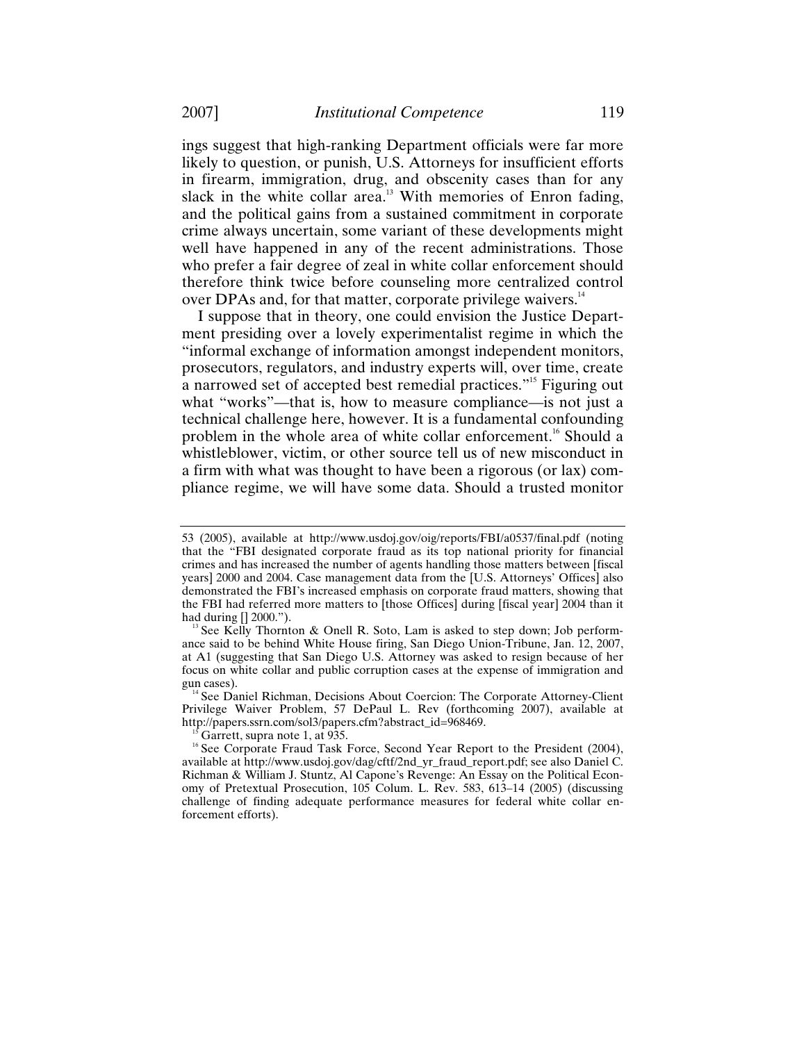ings suggest that high-ranking Department officials were far more likely to question, or punish, U.S. Attorneys for insufficient efforts in firearm, immigration, drug, and obscenity cases than for any slack in the white collar area.[13] With memories of Enron fading, and the political gains from a sustained commitment in corporate crime always uncertain, some variant of these developments might well have happened in any of the recent administrations. Those who prefer a fair degree of zeal in white collar enforcement should therefore think twice before counseling more centralized control over DPAs and, for that matter, corporate privilege waivers.[14]

I suppose that in theory, one could envision the Justice Department presiding over a lovely experimentalist regime in which the "informal exchange of information amongst independent monitors, prosecutors, regulators, and industry experts will, over time, create a narrowed set of accepted best remedial practices."[15] Figuring out what "works"—that is, how to measure compliance—is not just a technical challenge here, however. It is a fundamental confounding problem in the whole area of white collar enforcement.[16] Should a whistleblower, victim, or other source tell us of new misconduct in a firm with what was thought to have been a rigorous (or lax) compliance regime, we will have some data. Should a trusted monitor

---

53 (2005), available at http://www.usdoj.gov/oig/reports/FBI/a0537/final.pdf (noting that the "FBI designated corporate fraud as its top national priority for financial crimes and has increased the number of agents handling those matters between [fiscal years] 2000 and 2004. Case management data from the [U.S. Attorneys' Offices] also demonstrated the FBI's increased emphasis on corporate fraud matters, showing that the FBI had referred more matters to [those Offices] during [fiscal year] 2004 than it had during [] 2000.").

[13] See Kelly Thornton & Onell R. Soto, Lam is asked to step down; Job performance said to be behind White House firing, San Diego Union-Tribune, Jan. 12, 2007, at A1 (suggesting that San Diego U.S. Attorney was asked to resign because of her focus on white collar and public corruption cases at the expense of immigration and gun cases).

[14] See Daniel Richman, Decisions About Coercion: The Corporate Attorney-Client Privilege Waiver Problem, 57 DePaul L. Rev (forthcoming 2007), available at http://papers.ssrn.com/sol3/papers.cfm?abstract_id=968469.

[15] Garrett, supra note 1, at 935.

[16] See Corporate Fraud Task Force, Second Year Report to the President (2004), available at http://www.usdoj.gov/dag/cftf/2nd_yr_fraud_report.pdf; see also Daniel C. Richman & William J. Stuntz, Al Capone's Revenge: An Essay on the Political Economy of Pretextual Prosecution, 105 Colum. L. Rev. 583, 613–14 (2005) (discussing challenge of finding adequate performance measures for federal white collar enforcement efforts).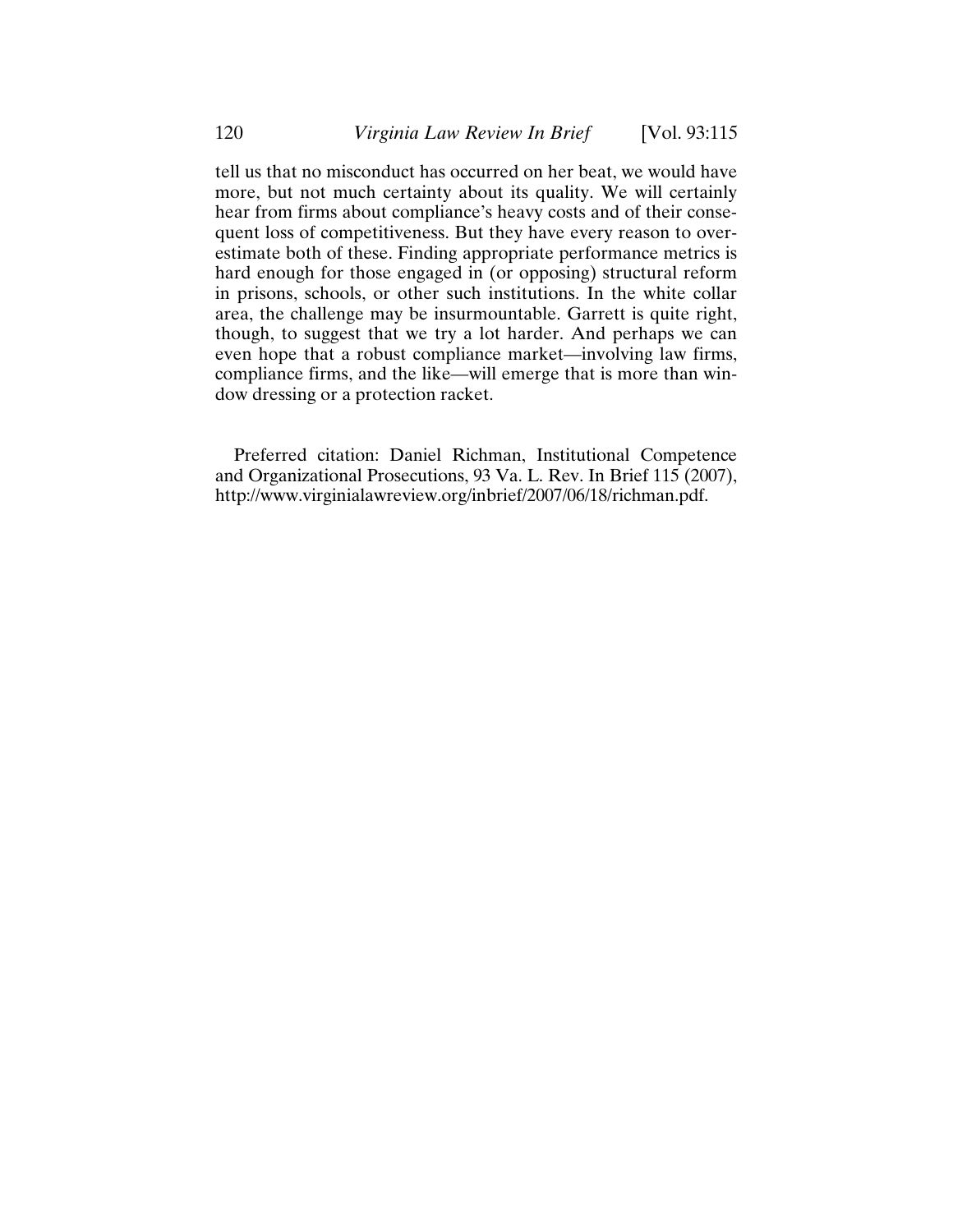tell us that no misconduct has occurred on her beat, we would have more, but not much certainty about its quality. We will certainly hear from firms about compliance's heavy costs and of their consequent loss of competitiveness. But they have every reason to overestimate both of these. Finding appropriate performance metrics is hard enough for those engaged in (or opposing) structural reform in prisons, schools, or other such institutions. In the white collar area, the challenge may be insurmountable. Garrett is quite right, though, to suggest that we try a lot harder. And perhaps we can even hope that a robust compliance market—involving law firms, compliance firms, and the like—will emerge that is more than window dressing or a protection racket.

Preferred citation: Daniel Richman, Institutional Competence and Organizational Prosecutions, 93 Va. L. Rev. In Brief 115 (2007), http://www.virginialawreview.org/inbrief/2007/06/18/richman.pdf.